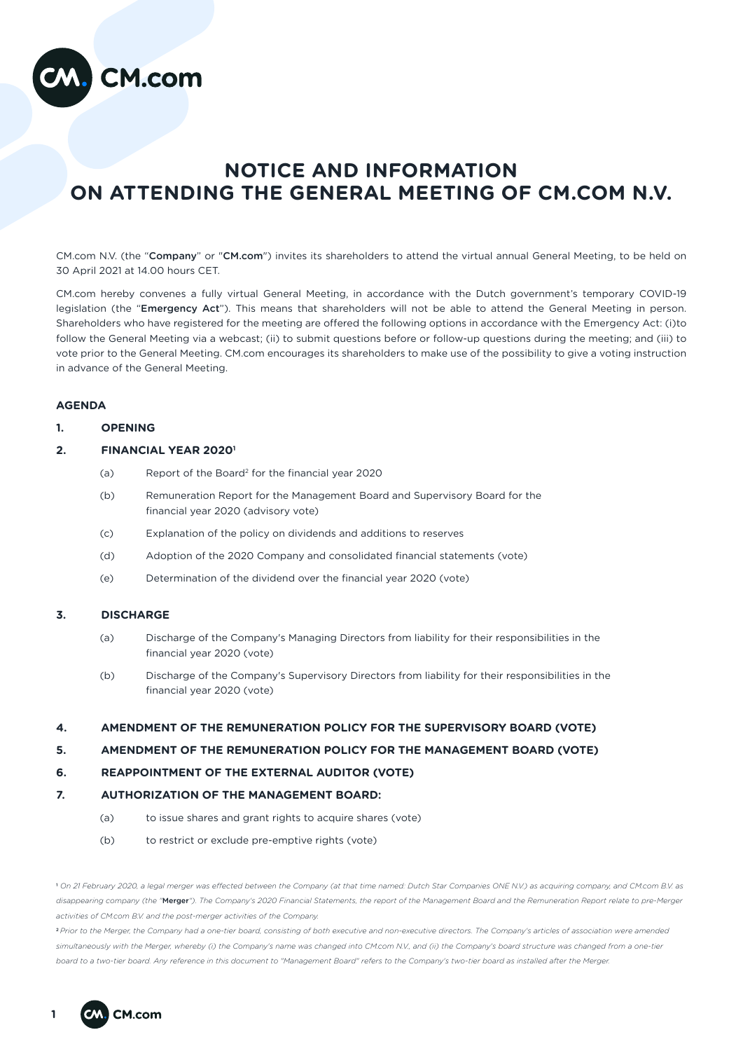# NOTICE AND INFORMATION ON ATTENDING THE GENERAL MEETING OF CM.COM N.V.

CM.com N.V. (the "**Company**" or "**CM.com**") invites its shareholders to attend the virtual annual General Meeting, to be held on 30 April 2021 at 14.00 hours CET.

CM.com hereby convenes a fully virtual General Meeting, in accordance with the Dutch government's temporary COVID-19 legislation (the "**Emergency Act**"). This means that shareholders will not be able to attend the General Meeting in person. Shareholders who have registered for the meeting are offered the following options in accordance with the Emergency Act: (i)to follow the General Meeting via a webcast; (ii) to submit questions before or follow-up questions during the meeting; and (iii) to vote prior to the General Meeting. CM.com encourages its shareholders to make use of the possibility to give a voting instruction in advance of the General Meeting.

## AGENDA

**1. OPENING**

**2. FINANCIAL YEAR 2020[1]**

(a) Report of the Board[2] for the financial year 2020

(b) Remuneration Report for the Management Board and Supervisory Board for the financial year 2020 (advisory vote)

(c) Explanation of the policy on dividends and additions to reserves

(d) Adoption of the 2020 Company and consolidated financial statements (vote)

(e) Determination of the dividend over the financial year 2020 (vote)

**3. DISCHARGE**

(a) Discharge of the Company's Managing Directors from liability for their responsibilities in the financial year 2020 (vote)

(b) Discharge of the Company's Supervisory Directors from liability for their responsibilities in the financial year 2020 (vote)

**4. AMENDMENT OF THE REMUNERATION POLICY FOR THE SUPERVISORY BOARD (VOTE)**

**5. AMENDMENT OF THE REMUNERATION POLICY FOR THE MANAGEMENT BOARD (VOTE)**

**6. REAPPOINTMENT OF THE EXTERNAL AUDITOR (VOTE)**

**7. AUTHORIZATION OF THE MANAGEMENT BOARD:**

(a) to issue shares and grant rights to acquire shares (vote)

(b) to restrict or exclude pre-emptive rights (vote)

---

[1] *On 21 February 2020, a legal merger was effected between the Company (at that time named: Dutch Star Companies ONE N.V.) as acquiring company, and CM.com B.V. as disappearing company (the "**Merger**"). The Company's 2020 Financial Statements, the report of the Management Board and the Remuneration Report relate to pre-Merger activities of CM.com B.V. and the post-merger activities of the Company.*

[2] *Prior to the Merger, the Company had a one-tier board, consisting of both executive and non-executive directors. The Company's articles of association were amended simultaneously with the Merger, whereby (i) the Company's name was changed into CM.com N.V., and (ii) the Company's board structure was changed from a one-tier board to a two-tier board. Any reference in this document to "Management Board" refers to the Company's two-tier board as installed after the Merger.*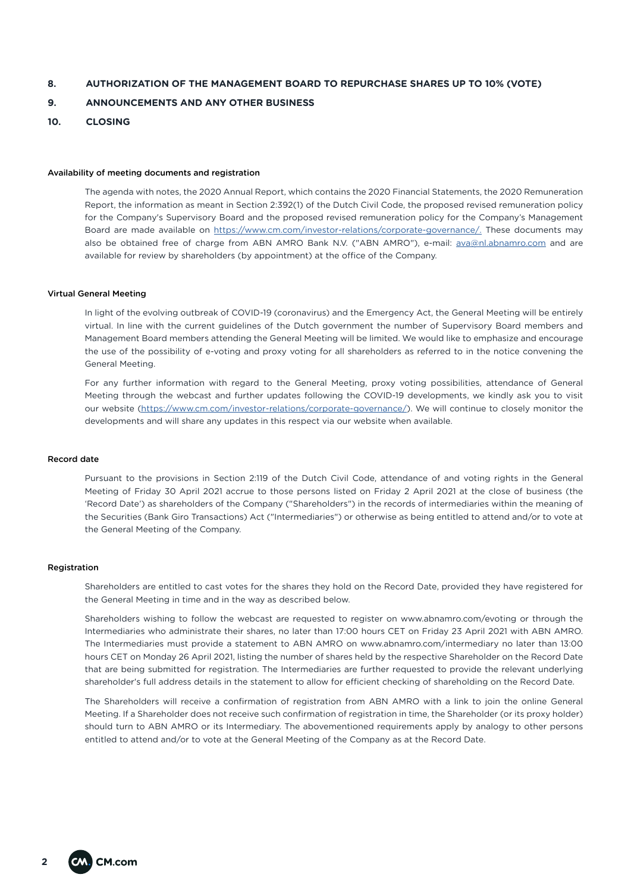**8. AUTHORIZATION OF THE MANAGEMENT BOARD TO REPURCHASE SHARES UP TO 10% (VOTE)**

**9. ANNOUNCEMENTS AND ANY OTHER BUSINESS**

**10. CLOSING**

#### Availability of meeting documents and registration

The agenda with notes, the 2020 Annual Report, which contains the 2020 Financial Statements, the 2020 Remuneration Report, the information as meant in Section 2:392(1) of the Dutch Civil Code, the proposed revised remuneration policy for the Company's Supervisory Board and the proposed revised remuneration policy for the Company's Management Board are made available on https://www.cm.com/investor-relations/corporate-governance/. These documents may also be obtained free of charge from ABN AMRO Bank N.V. ("ABN AMRO"), e-mail: ava@nl.abnamro.com and are available for review by shareholders (by appointment) at the office of the Company.

#### Virtual General Meeting

In light of the evolving outbreak of COVID-19 (coronavirus) and the Emergency Act, the General Meeting will be entirely virtual. In line with the current guidelines of the Dutch government the number of Supervisory Board members and Management Board members attending the General Meeting will be limited. We would like to emphasize and encourage the use of the possibility of e-voting and proxy voting for all shareholders as referred to in the notice convening the General Meeting.

For any further information with regard to the General Meeting, proxy voting possibilities, attendance of General Meeting through the webcast and further updates following the COVID-19 developments, we kindly ask you to visit our website (https://www.cm.com/investor-relations/corporate-governance/). We will continue to closely monitor the developments and will share any updates in this respect via our website when available.

#### Record date

Pursuant to the provisions in Section 2:119 of the Dutch Civil Code, attendance of and voting rights in the General Meeting of Friday 30 April 2021 accrue to those persons listed on Friday 2 April 2021 at the close of business (the 'Record Date') as shareholders of the Company ("Shareholders") in the records of intermediaries within the meaning of the Securities (Bank Giro Transactions) Act ("Intermediaries") or otherwise as being entitled to attend and/or to vote at the General Meeting of the Company.

#### Registration

Shareholders are entitled to cast votes for the shares they hold on the Record Date, provided they have registered for the General Meeting in time and in the way as described below.

Shareholders wishing to follow the webcast are requested to register on www.abnamro.com/evoting or through the Intermediaries who administrate their shares, no later than 17:00 hours CET on Friday 23 April 2021 with ABN AMRO. The Intermediaries must provide a statement to ABN AMRO on www.abnamro.com/intermediary no later than 13:00 hours CET on Monday 26 April 2021, listing the number of shares held by the respective Shareholder on the Record Date that are being submitted for registration. The Intermediaries are further requested to provide the relevant underlying shareholder's full address details in the statement to allow for efficient checking of shareholding on the Record Date.

The Shareholders will receive a confirmation of registration from ABN AMRO with a link to join the online General Meeting. If a Shareholder does not receive such confirmation of registration in time, the Shareholder (or its proxy holder) should turn to ABN AMRO or its Intermediary. The abovementioned requirements apply by analogy to other persons entitled to attend and/or to vote at the General Meeting of the Company as at the Record Date.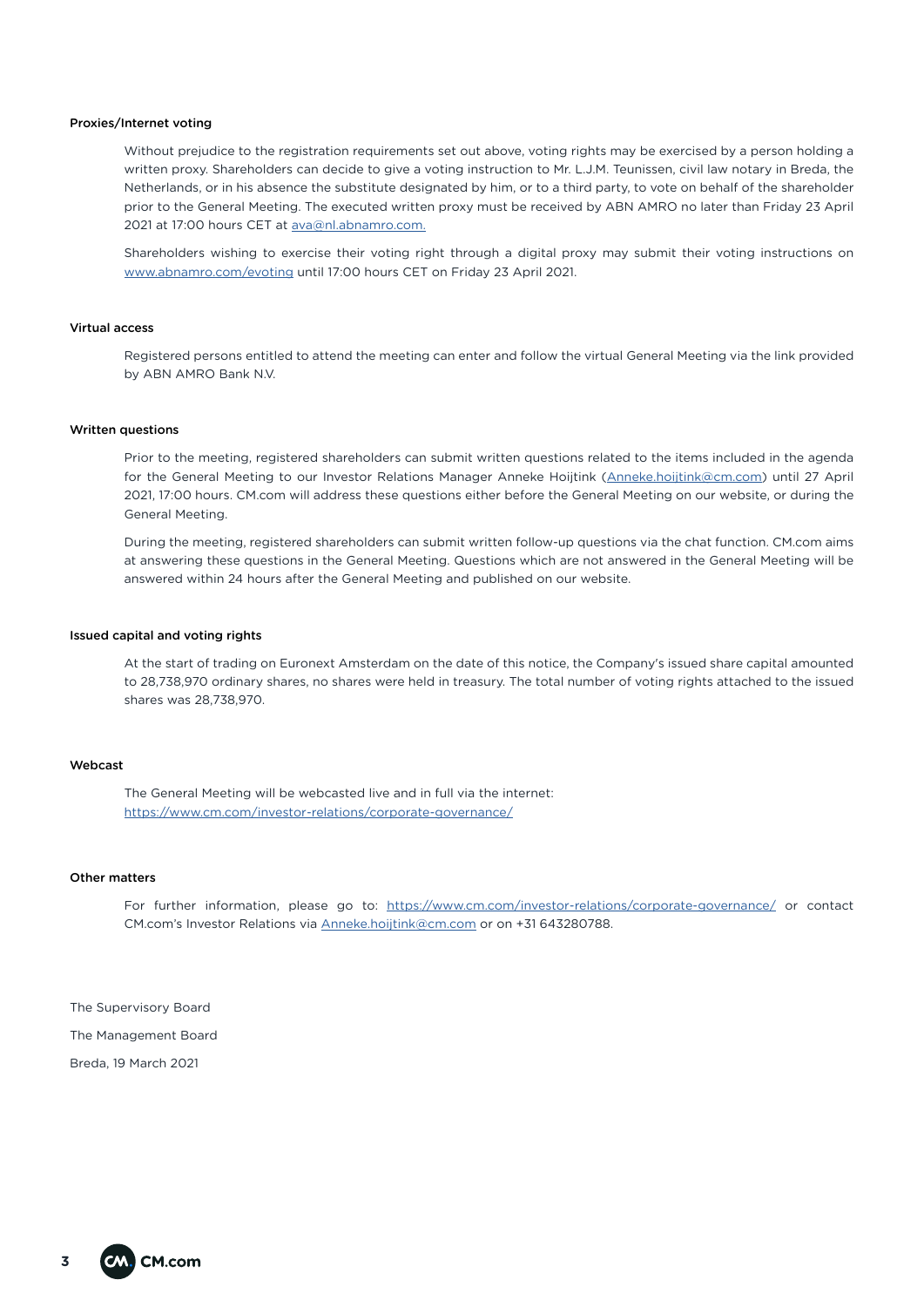### Proxies/Internet voting

Without prejudice to the registration requirements set out above, voting rights may be exercised by a person holding a written proxy. Shareholders can decide to give a voting instruction to Mr. L.J.M. Teunissen, civil law notary in Breda, the Netherlands, or in his absence the substitute designated by him, or to a third party, to vote on behalf of the shareholder prior to the General Meeting. The executed written proxy must be received by ABN AMRO no later than Friday 23 April 2021 at 17:00 hours CET at ava@nl.abnamro.com.

Shareholders wishing to exercise their voting right through a digital proxy may submit their voting instructions on www.abnamro.com/evoting until 17:00 hours CET on Friday 23 April 2021.

### Virtual access

Registered persons entitled to attend the meeting can enter and follow the virtual General Meeting via the link provided by ABN AMRO Bank N.V.

### Written questions

Prior to the meeting, registered shareholders can submit written questions related to the items included in the agenda for the General Meeting to our Investor Relations Manager Anneke Hoijtink (Anneke.hoijtink@cm.com) until 27 April 2021, 17:00 hours. CM.com will address these questions either before the General Meeting on our website, or during the General Meeting.

During the meeting, registered shareholders can submit written follow-up questions via the chat function. CM.com aims at answering these questions in the General Meeting. Questions which are not answered in the General Meeting will be answered within 24 hours after the General Meeting and published on our website.

### Issued capital and voting rights

At the start of trading on Euronext Amsterdam on the date of this notice, the Company's issued share capital amounted to 28,738,970 ordinary shares, no shares were held in treasury. The total number of voting rights attached to the issued shares was 28,738,970.

### Webcast

The General Meeting will be webcasted live and in full via the internet:
https://www.cm.com/investor-relations/corporate-governance/

### Other matters

For further information, please go to: https://www.cm.com/investor-relations/corporate-governance/ or contact CM.com's Investor Relations via Anneke.hoijtink@cm.com or on +31 643280788.

The Supervisory Board

The Management Board

Breda, 19 March 2021